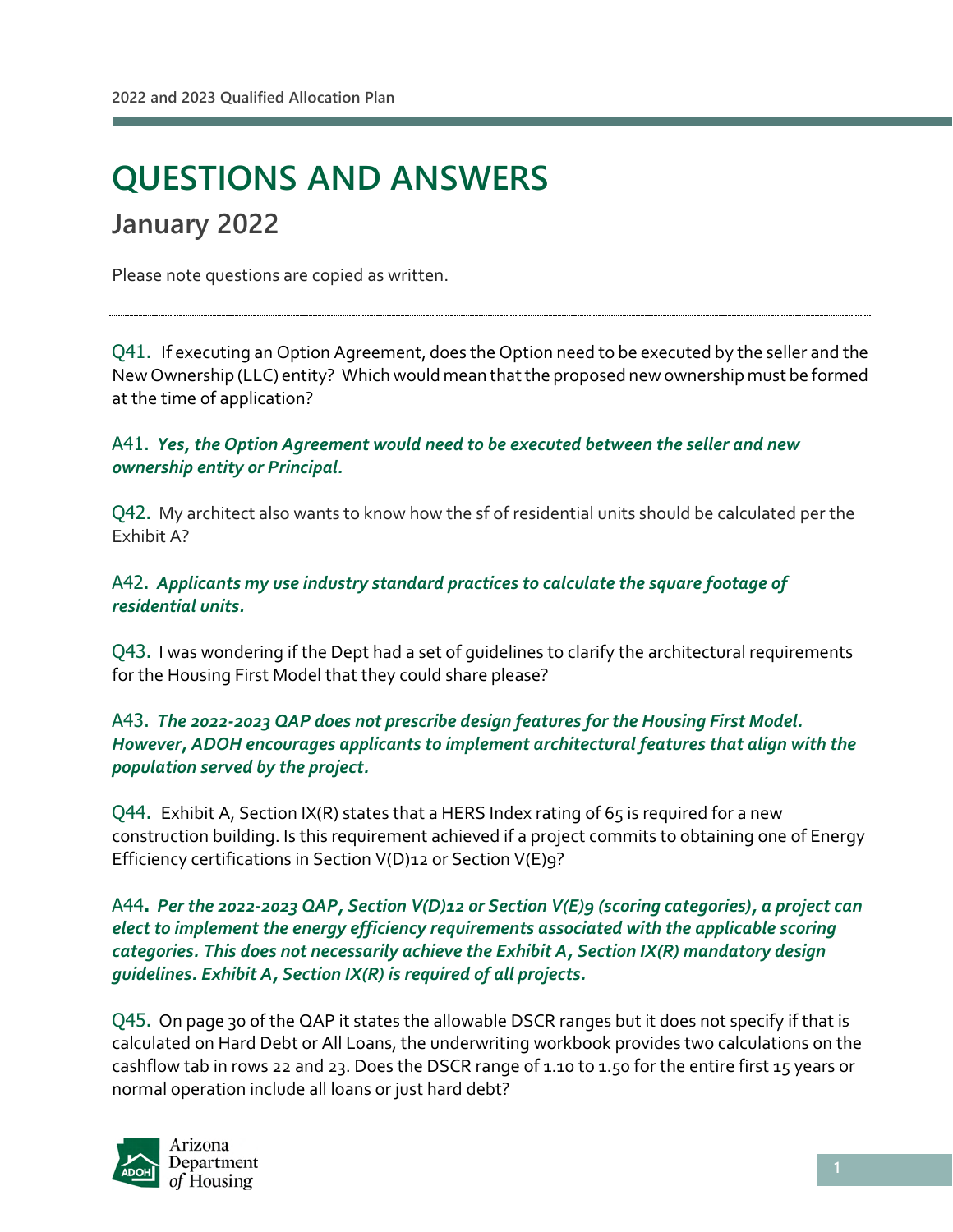# QUESTIONS AND ANSWERS

## January 2022

Please note questions are copied as written.

---

Q41. If executing an Option Agreement, does the Option need to be executed by the seller and the New Ownership (LLC) entity? Which would mean that the proposed new ownership must be formed at the time of application?

A41. ***Yes, the Option Agreement would need to be executed between the seller and new ownership entity or Principal.***

Q42. My architect also wants to know how the sf of residential units should be calculated per the Exhibit A?

A42. ***Applicants my use industry standard practices to calculate the square footage of residential units.***

Q43. I was wondering if the Dept had a set of guidelines to clarify the architectural requirements for the Housing First Model that they could share please?

A43. ***The 2022-2023 QAP does not prescribe design features for the Housing First Model. However, ADOH encourages applicants to implement architectural features that align with the population served by the project.***

Q44. Exhibit A, Section IX(R) states that a HERS Index rating of 65 is required for a new construction building. Is this requirement achieved if a project commits to obtaining one of Energy Efficiency certifications in Section V(D)12 or Section V(E)9?

A44. ***Per the 2022-2023 QAP, Section V(D)12 or Section V(E)9 (scoring categories), a project can elect to implement the energy efficiency requirements associated with the applicable scoring categories. This does not necessarily achieve the Exhibit A, Section IX(R) mandatory design guidelines. Exhibit A, Section IX(R) is required of all projects.***

Q45. On page 30 of the QAP it states the allowable DSCR ranges but it does not specify if that is calculated on Hard Debt or All Loans, the underwriting workbook provides two calculations on the cashflow tab in rows 22 and 23. Does the DSCR range of 1.10 to 1.50 for the entire first 15 years or normal operation include all loans or just hard debt?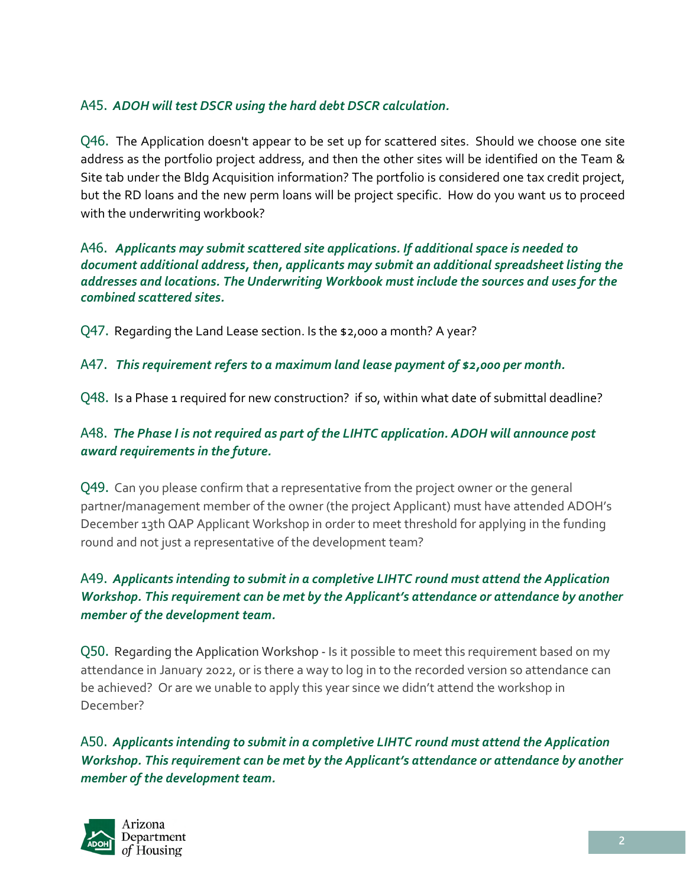A45. ***ADOH will test DSCR using the hard debt DSCR calculation.***

Q46. The Application doesn't appear to be set up for scattered sites. Should we choose one site address as the portfolio project address, and then the other sites will be identified on the Team & Site tab under the Bldg Acquisition information? The portfolio is considered one tax credit project, but the RD loans and the new perm loans will be project specific. How do you want us to proceed with the underwriting workbook?

A46. ***Applicants may submit scattered site applications. If additional space is needed to document additional address, then, applicants may submit an additional spreadsheet listing the addresses and locations. The Underwriting Workbook must include the sources and uses for the combined scattered sites.***

Q47. Regarding the Land Lease section. Is the $2,000 a month? A year?

A47. ***This requirement refers to a maximum land lease payment of $2,000 per month.***

Q48. Is a Phase 1 required for new construction? if so, within what date of submittal deadline?

A48. ***The Phase I is not required as part of the LIHTC application. ADOH will announce post award requirements in the future.***

Q49. Can you please confirm that a representative from the project owner or the general partner/management member of the owner (the project Applicant) must have attended ADOH's December 13th QAP Applicant Workshop in order to meet threshold for applying in the funding round and not just a representative of the development team?

A49. ***Applicants intending to submit in a completive LIHTC round must attend the Application Workshop. This requirement can be met by the Applicant's attendance or attendance by another member of the development team.***

Q50. Regarding the Application Workshop - Is it possible to meet this requirement based on my attendance in January 2022, or is there a way to log in to the recorded version so attendance can be achieved? Or are we unable to apply this year since we didn't attend the workshop in December?

A50. ***Applicants intending to submit in a completive LIHTC round must attend the Application Workshop. This requirement can be met by the Applicant's attendance or attendance by another member of the development team.***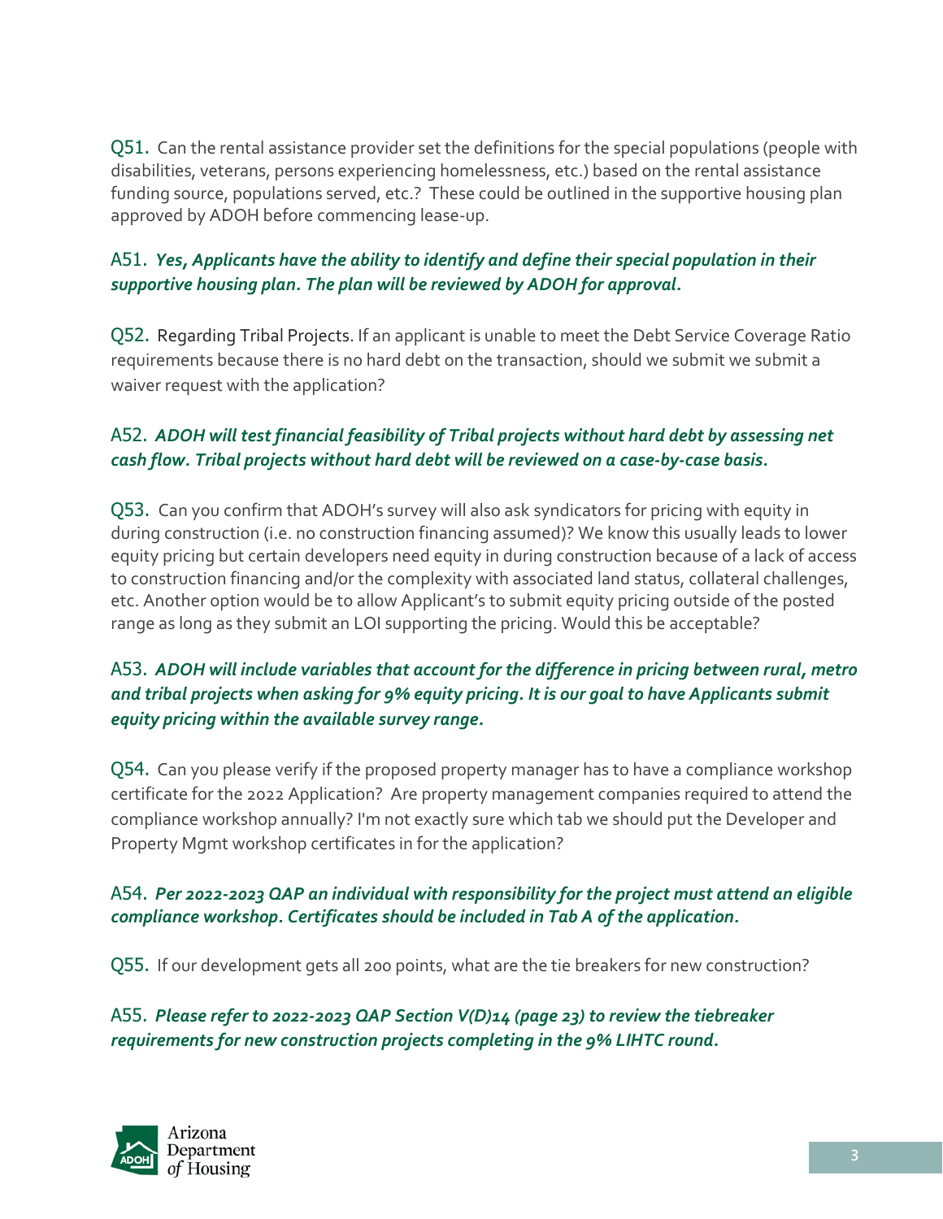Q51. Can the rental assistance provider set the definitions for the special populations (people with disabilities, veterans, persons experiencing homelessness, etc.) based on the rental assistance funding source, populations served, etc.? These could be outlined in the supportive housing plan approved by ADOH before commencing lease-up.

A51. ***Yes, Applicants have the ability to identify and define their special population in their supportive housing plan. The plan will be reviewed by ADOH for approval.***

Q52. Regarding Tribal Projects. If an applicant is unable to meet the Debt Service Coverage Ratio requirements because there is no hard debt on the transaction, should we submit we submit a waiver request with the application?

A52. ***ADOH will test financial feasibility of Tribal projects without hard debt by assessing net cash flow. Tribal projects without hard debt will be reviewed on a case-by-case basis.***

Q53. Can you confirm that ADOH's survey will also ask syndicators for pricing with equity in during construction (i.e. no construction financing assumed)? We know this usually leads to lower equity pricing but certain developers need equity in during construction because of a lack of access to construction financing and/or the complexity with associated land status, collateral challenges, etc. Another option would be to allow Applicant's to submit equity pricing outside of the posted range as long as they submit an LOI supporting the pricing. Would this be acceptable?

A53. ***ADOH will include variables that account for the difference in pricing between rural, metro and tribal projects when asking for 9% equity pricing. It is our goal to have Applicants submit equity pricing within the available survey range.***

Q54. Can you please verify if the proposed property manager has to have a compliance workshop certificate for the 2022 Application? Are property management companies required to attend the compliance workshop annually? I'm not exactly sure which tab we should put the Developer and Property Mgmt workshop certificates in for the application?

A54. ***Per 2022-2023 QAP an individual with responsibility for the project must attend an eligible compliance workshop. Certificates should be included in Tab A of the application.***

Q55. If our development gets all 200 points, what are the tie breakers for new construction?

A55. ***Please refer to 2022-2023 QAP Section V(D)14 (page 23) to review the tiebreaker requirements for new construction projects completing in the 9% LIHTC round.***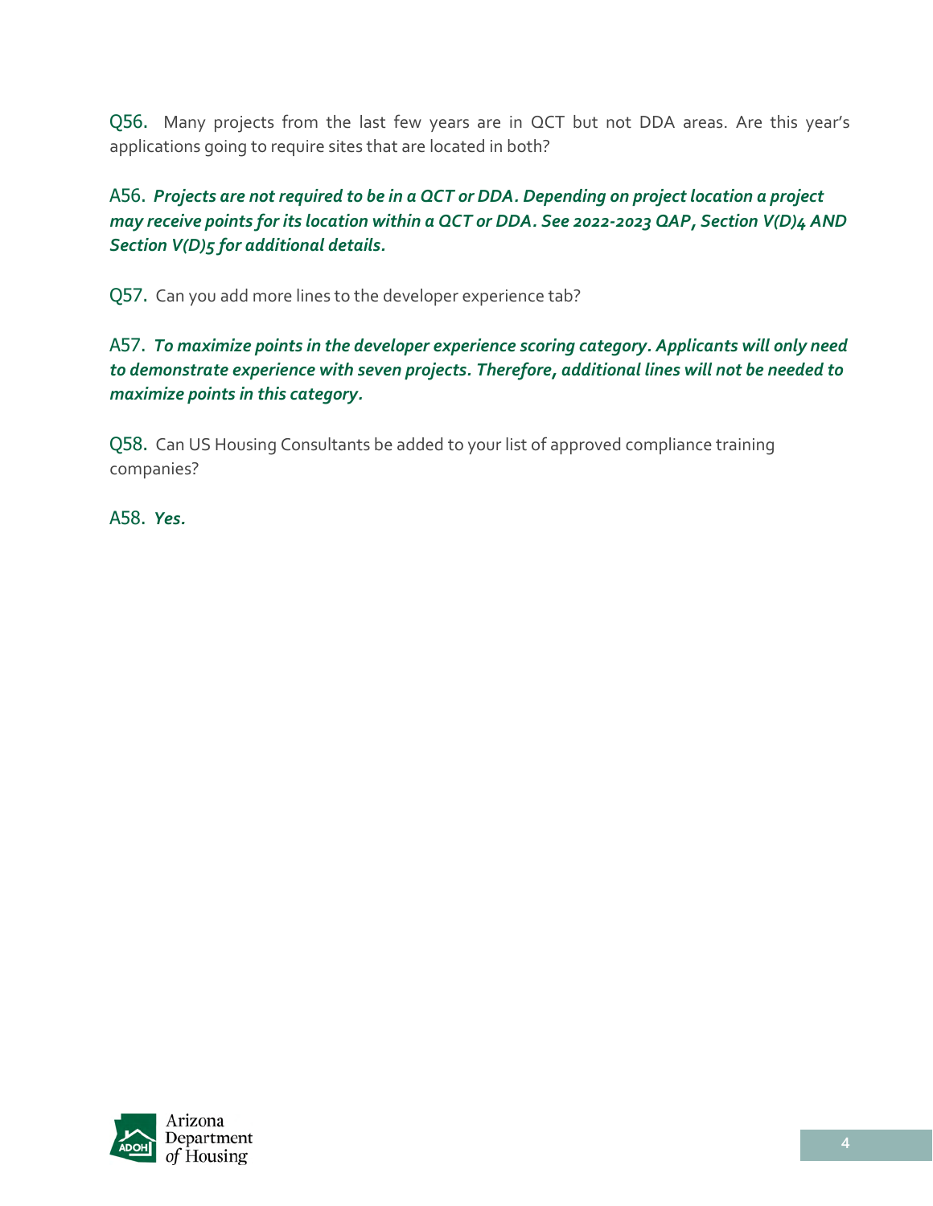Q56. Many projects from the last few years are in QCT but not DDA areas. Are this year's applications going to require sites that are located in both?

A56. ***Projects are not required to be in a QCT or DDA. Depending on project location a project may receive points for its location within a QCT or DDA. See 2022-2023 QAP, Section V(D)4 AND Section V(D)5 for additional details.***

Q57. Can you add more lines to the developer experience tab?

A57. ***To maximize points in the developer experience scoring category. Applicants will only need to demonstrate experience with seven projects. Therefore, additional lines will not be needed to maximize points in this category.***

Q58. Can US Housing Consultants be added to your list of approved compliance training companies?

A58. ***Yes.***